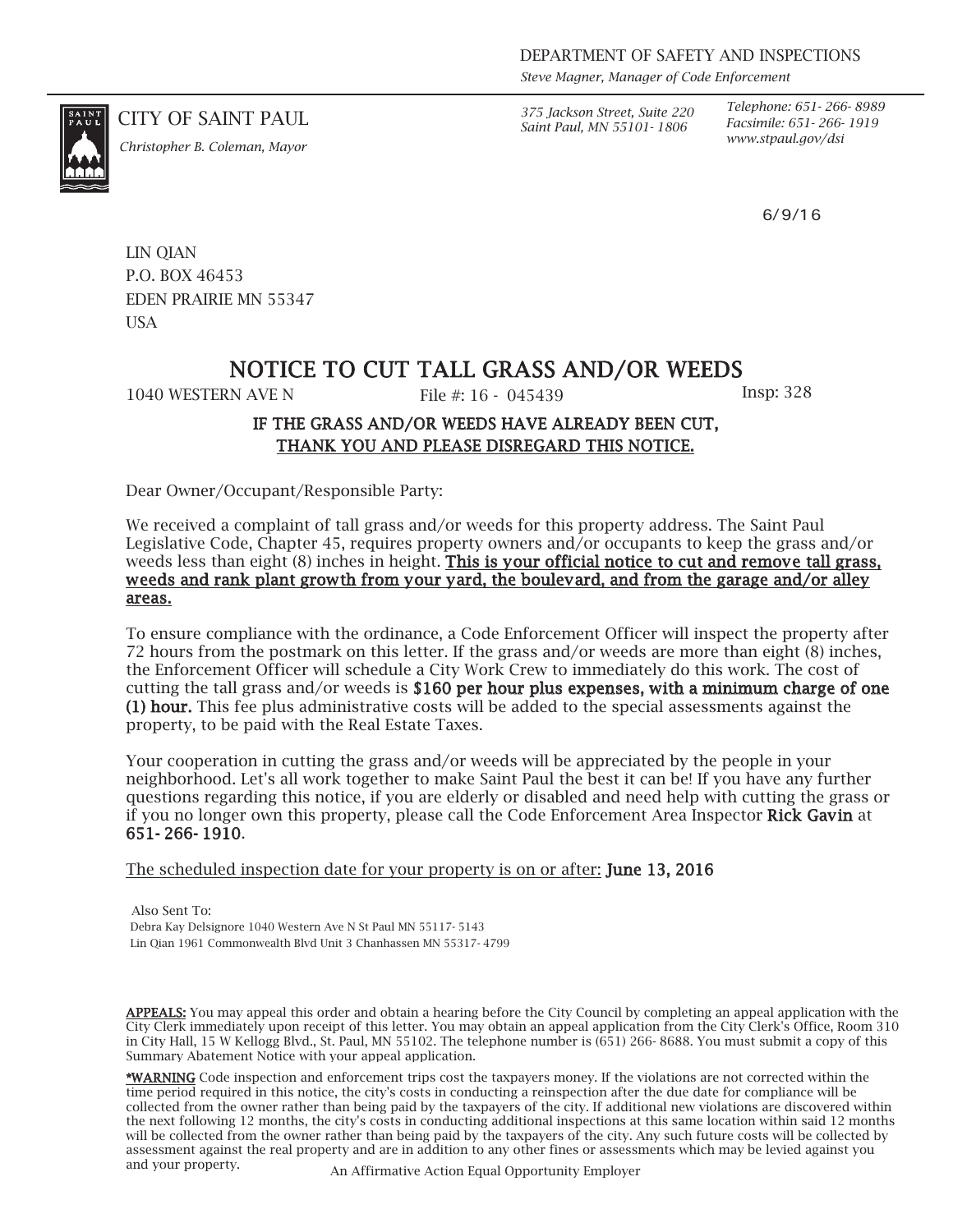DEPARTMENT OF SAFETY AND INSPECTIONS
*Steve Magner, Manager of Code Enforcement*

CITY OF SAINT PAUL
*Christopher B. Coleman, Mayor*

*375 Jackson Street, Suite 220*
*Saint Paul, MN 55101-1806*

*Telephone: 651-266-8989*
*Facsimile: 651-266-1919*
*www.stpaul.gov/dsi*

6/9/16

LIN QIAN
P.O. BOX 46453
EDEN PRAIRIE MN 55347
USA

# NOTICE TO CUT TALL GRASS AND/OR WEEDS

1040 WESTERN AVE N File #: 16 - 045439 Insp: 328

**IF THE GRASS AND/OR WEEDS HAVE ALREADY BEEN CUT,**
**THANK YOU AND PLEASE DISREGARD THIS NOTICE.**

Dear Owner/Occupant/Responsible Party:

We received a complaint of tall grass and/or weeds for this property address. The Saint Paul Legislative Code, Chapter 45, requires property owners and/or occupants to keep the grass and/or weeds less than eight (8) inches in height. **This is your official notice to cut and remove tall grass, weeds and rank plant growth from your yard, the boulevard, and from the garage and/or alley areas.**

To ensure compliance with the ordinance, a Code Enforcement Officer will inspect the property after 72 hours from the postmark on this letter. If the grass and/or weeds are more than eight (8) inches, the Enforcement Officer will schedule a City Work Crew to immediately do this work. The cost of cutting the tall grass and/or weeds is **$160 per hour plus expenses, with a minimum charge of one (1) hour.** This fee plus administrative costs will be added to the special assessments against the property, to be paid with the Real Estate Taxes.

Your cooperation in cutting the grass and/or weeds will be appreciated by the people in your neighborhood. Let's all work together to make Saint Paul the best it can be! If you have any further questions regarding this notice, if you are elderly or disabled and need help with cutting the grass or if you no longer own this property, please call the Code Enforcement Area Inspector **Rick Gavin** at **651-266-1910**.

The scheduled inspection date for your property is on or after: **June 13, 2016**

Also Sent To:
Debra Kay Delsignore 1040 Western Ave N St Paul MN 55117-5143
Lin Qian 1961 Commonwealth Blvd Unit 3 Chanhassen MN 55317-4799

**APPEALS:** You may appeal this order and obtain a hearing before the City Council by completing an appeal application with the City Clerk immediately upon receipt of this letter. You may obtain an appeal application from the City Clerk's Office, Room 310 in City Hall, 15 W Kellogg Blvd., St. Paul, MN 55102. The telephone number is (651) 266-8688. You must submit a copy of this Summary Abatement Notice with your appeal application.

**\*WARNING** Code inspection and enforcement trips cost the taxpayers money. If the violations are not corrected within the time period required in this notice, the city's costs in conducting a reinspection after the due date for compliance will be collected from the owner rather than being paid by the taxpayers of the city. If additional new violations are discovered within the next following 12 months, the city's costs in conducting additional inspections at this same location within said 12 months will be collected from the owner rather than being paid by the taxpayers of the city. Any such future costs will be collected by assessment against the real property and are in addition to any other fines or assessments which may be levied against you and your property.

An Affirmative Action Equal Opportunity Employer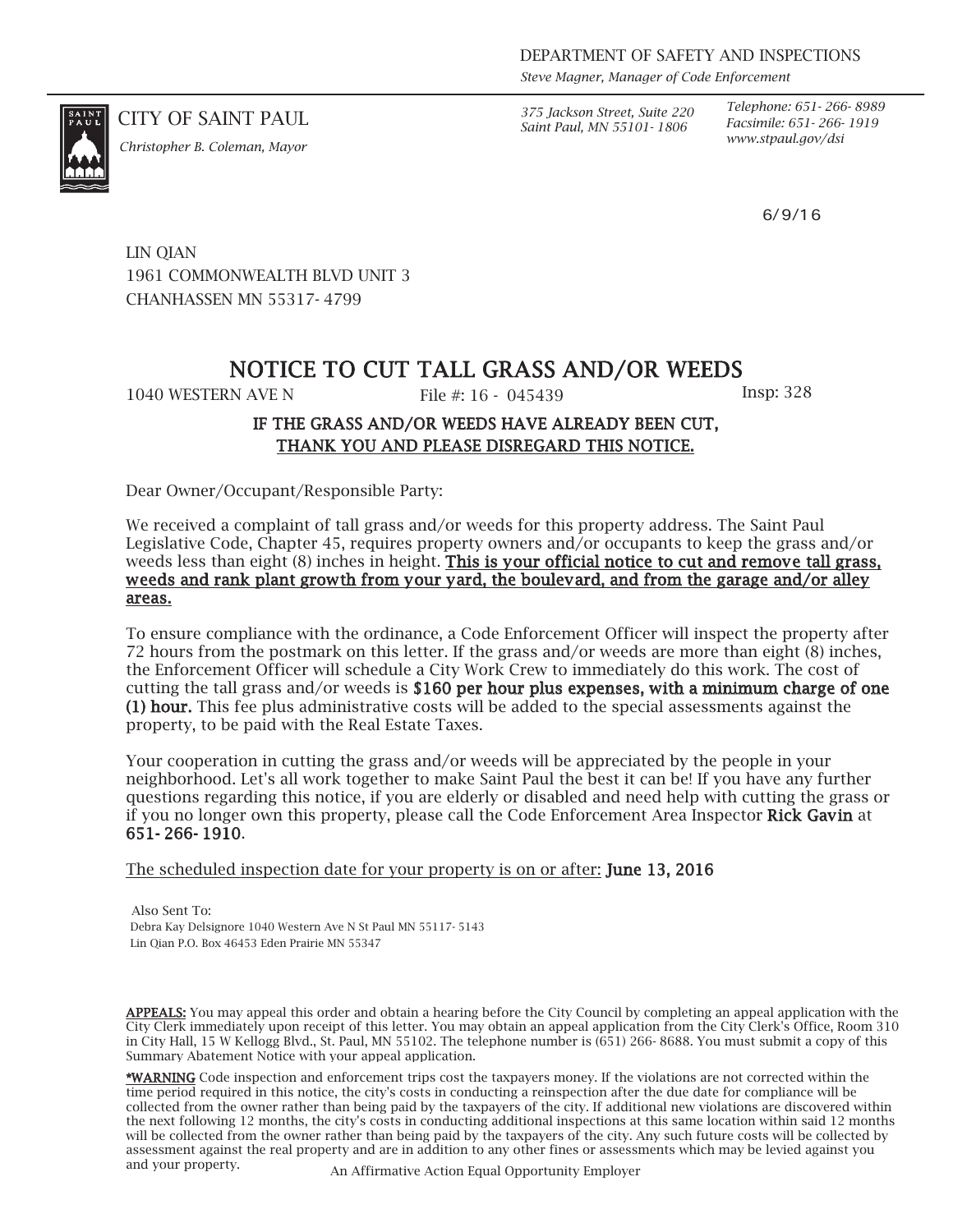DEPARTMENT OF SAFETY AND INSPECTIONS
*Steve Magner, Manager of Code Enforcement*

CITY OF SAINT PAUL
*Christopher B. Coleman, Mayor*

*375 Jackson Street, Suite 220*
*Saint Paul, MN 55101- 1806*

*Telephone: 651- 266- 8989*
*Facsimile: 651- 266- 1919*
*www.stpaul.gov/dsi*

6/9/16

LIN QIAN
1961 COMMONWEALTH BLVD UNIT 3
CHANHASSEN MN 55317- 4799

# NOTICE TO CUT TALL GRASS AND/OR WEEDS

1040 WESTERN AVE N File #: 16 - 045439 Insp: 328

**IF THE GRASS AND/OR WEEDS HAVE ALREADY BEEN CUT,**
**THANK YOU AND PLEASE DISREGARD THIS NOTICE.**

Dear Owner/Occupant/Responsible Party:

We received a complaint of tall grass and/or weeds for this property address. The Saint Paul Legislative Code, Chapter 45, requires property owners and/or occupants to keep the grass and/or weeds less than eight (8) inches in height. **This is your official notice to cut and remove tall grass, weeds and rank plant growth from your yard, the boulevard, and from the garage and/or alley areas.**

To ensure compliance with the ordinance, a Code Enforcement Officer will inspect the property after 72 hours from the postmark on this letter. If the grass and/or weeds are more than eight (8) inches, the Enforcement Officer will schedule a City Work Crew to immediately do this work. The cost of cutting the tall grass and/or weeds is **$160 per hour plus expenses, with a minimum charge of one (1) hour.** This fee plus administrative costs will be added to the special assessments against the property, to be paid with the Real Estate Taxes.

Your cooperation in cutting the grass and/or weeds will be appreciated by the people in your neighborhood. Let's all work together to make Saint Paul the best it can be! If you have any further questions regarding this notice, if you are elderly or disabled and need help with cutting the grass or if you no longer own this property, please call the Code Enforcement Area Inspector **Rick Gavin** at **651- 266- 1910**.

The scheduled inspection date for your property is on or after: **June 13, 2016**

Also Sent To:
Debra Kay Delsignore 1040 Western Ave N St Paul MN 55117- 5143
Lin Qian P.O. Box 46453 Eden Prairie MN 55347

**APPEALS:** You may appeal this order and obtain a hearing before the City Council by completing an appeal application with the City Clerk immediately upon receipt of this letter. You may obtain an appeal application from the City Clerk's Office, Room 310 in City Hall, 15 W Kellogg Blvd., St. Paul, MN 55102. The telephone number is (651) 266- 8688. You must submit a copy of this Summary Abatement Notice with your appeal application.

***WARNING** Code inspection and enforcement trips cost the taxpayers money. If the violations are not corrected within the time period required in this notice, the city's costs in conducting a reinspection after the due date for compliance will be collected from the owner rather than being paid by the taxpayers of the city. If additional new violations are discovered within the next following 12 months, the city's costs in conducting additional inspections at this same location within said 12 months will be collected from the owner rather than being paid by the taxpayers of the city. Any such future costs will be collected by assessment against the real property and are in addition to any other fines or assessments which may be levied against you and your property.

An Affirmative Action Equal Opportunity Employer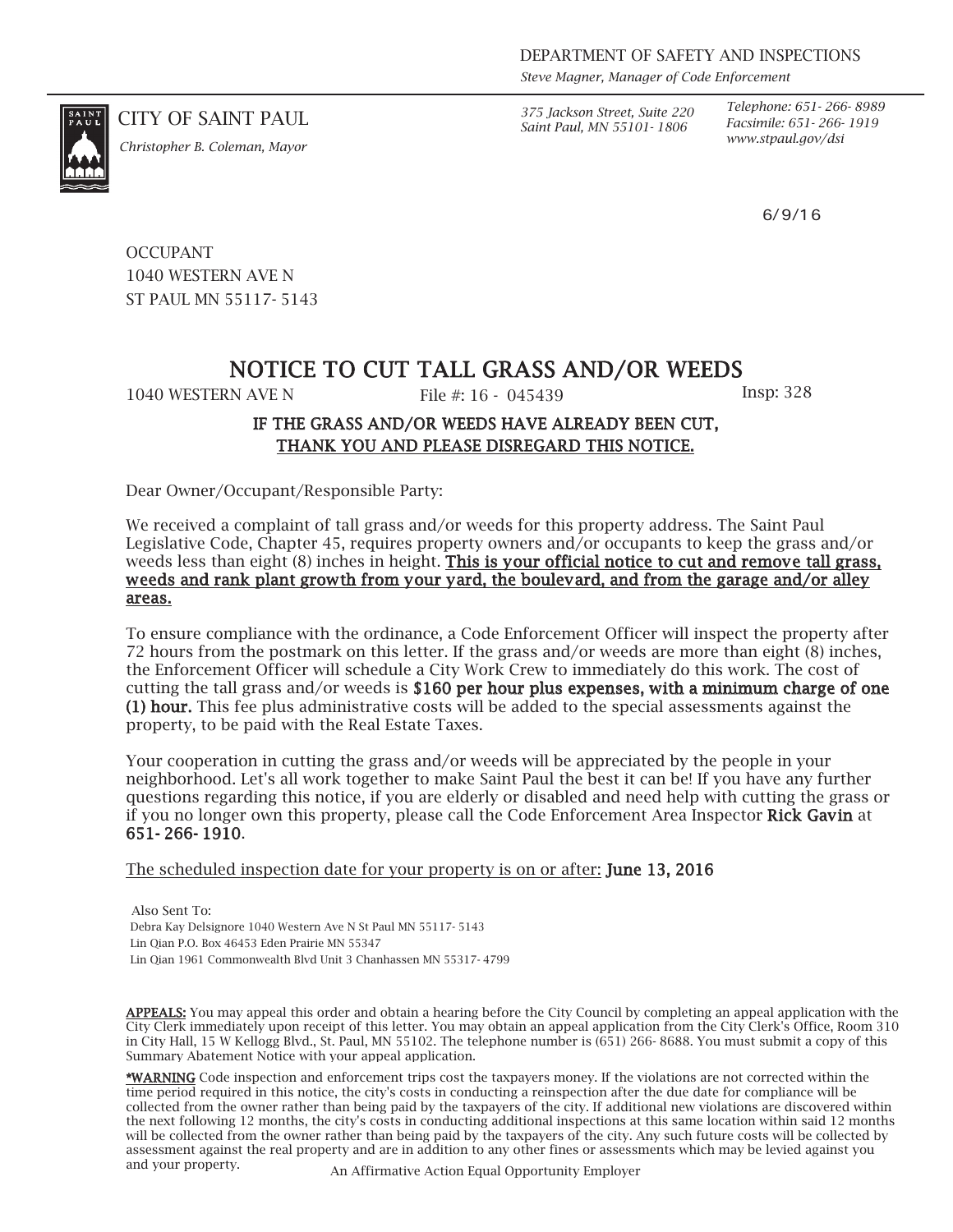DEPARTMENT OF SAFETY AND INSPECTIONS

*Steve Magner, Manager of Code Enforcement*

CITY OF SAINT PAUL

*Christopher B. Coleman, Mayor*

*375 Jackson Street, Suite 220*
*Saint Paul, MN 55101-1806*

*Telephone: 651-266-8989*
*Facsimile: 651-266-1919*
*www.stpaul.gov/dsi*

6/9/16

OCCUPANT
1040 WESTERN AVE N
ST PAUL MN 55117-5143

# NOTICE TO CUT TALL GRASS AND/OR WEEDS

1040 WESTERN AVE N File #: 16 - 045439 Insp: 328

**IF THE GRASS AND/OR WEEDS HAVE ALREADY BEEN CUT,**
**THANK YOU AND PLEASE DISREGARD THIS NOTICE.**

Dear Owner/Occupant/Responsible Party:

We received a complaint of tall grass and/or weeds for this property address. The Saint Paul Legislative Code, Chapter 45, requires property owners and/or occupants to keep the grass and/or weeds less than eight (8) inches in height. **This is your official notice to cut and remove tall grass, weeds and rank plant growth from your yard, the boulevard, and from the garage and/or alley areas.**

To ensure compliance with the ordinance, a Code Enforcement Officer will inspect the property after 72 hours from the postmark on this letter. If the grass and/or weeds are more than eight (8) inches, the Enforcement Officer will schedule a City Work Crew to immediately do this work. The cost of cutting the tall grass and/or weeds is **$160 per hour plus expenses, with a minimum charge of one (1) hour.** This fee plus administrative costs will be added to the special assessments against the property, to be paid with the Real Estate Taxes.

Your cooperation in cutting the grass and/or weeds will be appreciated by the people in your neighborhood. Let's all work together to make Saint Paul the best it can be! If you have any further questions regarding this notice, if you are elderly or disabled and need help with cutting the grass or if you no longer own this property, please call the Code Enforcement Area Inspector **Rick Gavin** at **651-266-1910**.

The scheduled inspection date for your property is on or after: **June 13, 2016**

Also Sent To:
Debra Kay Delsignore 1040 Western Ave N St Paul MN 55117-5143
Lin Qian P.O. Box 46453 Eden Prairie MN 55347
Lin Qian 1961 Commonwealth Blvd Unit 3 Chanhassen MN 55317-4799

**APPEALS:** You may appeal this order and obtain a hearing before the City Council by completing an appeal application with the City Clerk immediately upon receipt of this letter. You may obtain an appeal application from the City Clerk's Office, Room 310 in City Hall, 15 W Kellogg Blvd., St. Paul, MN 55102. The telephone number is (651) 266-8688. You must submit a copy of this Summary Abatement Notice with your appeal application.

**\*WARNING** Code inspection and enforcement trips cost the taxpayers money. If the violations are not corrected within the time period required in this notice, the city's costs in conducting a reinspection after the due date for compliance will be collected from the owner rather than being paid by the taxpayers of the city. If additional new violations are discovered within the next following 12 months, the city's costs in conducting additional inspections at this same location within said 12 months will be collected from the owner rather than being paid by the taxpayers of the city. Any such future costs will be collected by assessment against the real property and are in addition to any other fines or assessments which may be levied against you and your property.

An Affirmative Action Equal Opportunity Employer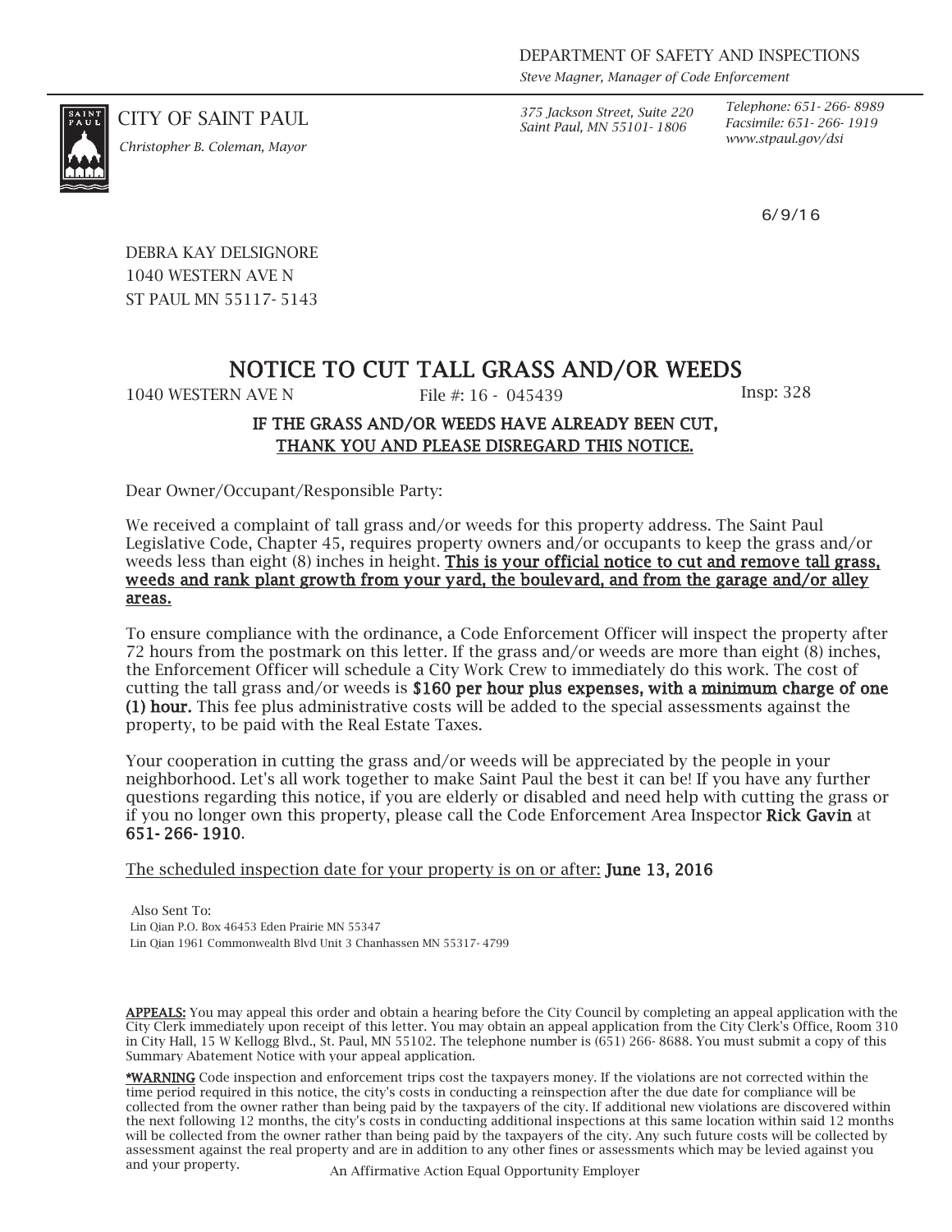DEPARTMENT OF SAFETY AND INSPECTIONS
*Steve Magner, Manager of Code Enforcement*

CITY OF SAINT PAUL
*Christopher B. Coleman, Mayor*

*375 Jackson Street, Suite 220*
*Saint Paul, MN 55101-1806*

*Telephone: 651-266-8989*
*Facsimile: 651-266-1919*
*www.stpaul.gov/dsi*

6/9/16

DEBRA KAY DELSIGNORE
1040 WESTERN AVE N
ST PAUL MN 55117-5143

# NOTICE TO CUT TALL GRASS AND/OR WEEDS

1040 WESTERN AVE N File #: 16 - 045439 Insp: 328

**IF THE GRASS AND/OR WEEDS HAVE ALREADY BEEN CUT,**
**THANK YOU AND PLEASE DISREGARD THIS NOTICE.**

Dear Owner/Occupant/Responsible Party:

We received a complaint of tall grass and/or weeds for this property address. The Saint Paul Legislative Code, Chapter 45, requires property owners and/or occupants to keep the grass and/or weeds less than eight (8) inches in height. **This is your official notice to cut and remove tall grass, weeds and rank plant growth from your yard, the boulevard, and from the garage and/or alley areas.**

To ensure compliance with the ordinance, a Code Enforcement Officer will inspect the property after 72 hours from the postmark on this letter. If the grass and/or weeds are more than eight (8) inches, the Enforcement Officer will schedule a City Work Crew to immediately do this work. The cost of cutting the tall grass and/or weeds is **$160 per hour plus expenses, with a minimum charge of one (1) hour.** This fee plus administrative costs will be added to the special assessments against the property, to be paid with the Real Estate Taxes.

Your cooperation in cutting the grass and/or weeds will be appreciated by the people in your neighborhood. Let's all work together to make Saint Paul the best it can be! If you have any further questions regarding this notice, if you are elderly or disabled and need help with cutting the grass or if you no longer own this property, please call the Code Enforcement Area Inspector **Rick Gavin** at **651-266-1910**.

The scheduled inspection date for your property is on or after: **June 13, 2016**

Also Sent To:
Lin Qian P.O. Box 46453 Eden Prairie MN 55347
Lin Qian 1961 Commonwealth Blvd Unit 3 Chanhassen MN 55317-4799

**APPEALS:** You may appeal this order and obtain a hearing before the City Council by completing an appeal application with the City Clerk immediately upon receipt of this letter. You may obtain an appeal application from the City Clerk's Office, Room 310 in City Hall, 15 W Kellogg Blvd., St. Paul, MN 55102. The telephone number is (651) 266-8688. You must submit a copy of this Summary Abatement Notice with your appeal application.

***WARNING** Code inspection and enforcement trips cost the taxpayers money. If the violations are not corrected within the time period required in this notice, the city's costs in conducting a reinspection after the due date for compliance will be collected from the owner rather than being paid by the taxpayers of the city. If additional new violations are discovered within the next following 12 months, the city's costs in conducting additional inspections at this same location within said 12 months will be collected from the owner rather than being paid by the taxpayers of the city. Any such future costs will be collected by assessment against the real property and are in addition to any other fines or assessments which may be levied against you and your property.

An Affirmative Action Equal Opportunity Employer